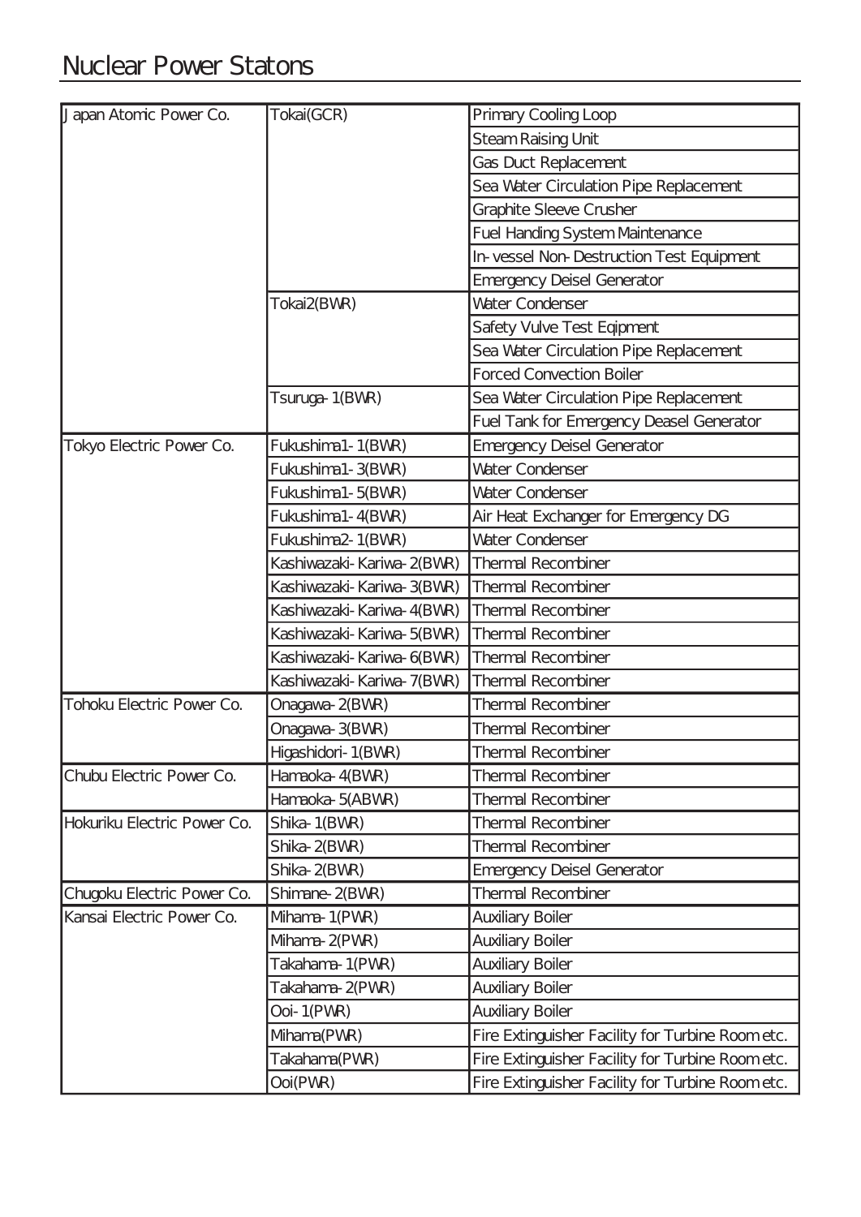# Nuclear Power Statons

| | | |
|---|---|---|
| Japan Atomic Power Co. | Tokai(GCR) | Primary Cooling Loop |
| | | Steam Raising Unit |
| | | Gas Duct Replacement |
| | | Sea Water Circulation Pipe Replacement |
| | | Graphite Sleeve Crusher |
| | | Fuel Handing System Maintenance |
| | | In-vessel Non-Destruction Test Equipment |
| | | Emergency Deisel Generator |
| | Tokai2(BWR) | Water Condenser |
| | | Safety Vulve Test Eqipment |
| | | Sea Water Circulation Pipe Replacement |
| | | Forced Convection Boiler |
| | Tsuruga-1(BWR) | Sea Water Circulation Pipe Replacement |
| | | Fuel Tank for Emergency Deasel Generator |
| Tokyo Electric Power Co. | Fukushima1-1(BWR) | Emergency Deisel Generator |
| | Fukushima1-3(BWR) | Water Condenser |
| | Fukushima1-5(BWR) | Water Condenser |
| | Fukushima1-4(BWR) | Air Heat Exchanger for Emergency DG |
| | Fukushima2-1(BWR) | Water Condenser |
| | Kashiwazaki-Kariwa-2(BWR) | Thermal Recombiner |
| | Kashiwazaki-Kariwa-3(BWR) | Thermal Recombiner |
| | Kashiwazaki-Kariwa-4(BWR) | Thermal Recombiner |
| | Kashiwazaki-Kariwa-5(BWR) | Thermal Recombiner |
| | Kashiwazaki-Kariwa-6(BWR) | Thermal Recombiner |
| | Kashiwazaki-Kariwa-7(BWR) | Thermal Recombiner |
| Tohoku Electric Power Co. | Onagawa-2(BWR) | Thermal Recombiner |
| | Onagawa-3(BWR) | Thermal Recombiner |
| | Higashidori-1(BWR) | Thermal Recombiner |
| Chubu Electric Power Co. | Hamaoka-4(BWR) | Thermal Recombiner |
| | Hamaoka-5(ABWR) | Thermal Recombiner |
| Hokuriku Electric Power Co. | Shika-1(BWR) | Thermal Recombiner |
| | Shika-2(BWR) | Thermal Recombiner |
| | Shika-2(BWR) | Emergency Deisel Generator |
| Chugoku Electric Power Co. | Shimane-2(BWR) | Thermal Recombiner |
| Kansai Electric Power Co. | Mihama-1(PWR) | Auxiliary Boiler |
| | Mihama-2(PWR) | Auxiliary Boiler |
| | Takahama-1(PWR) | Auxiliary Boiler |
| | Takahama-2(PWR) | Auxiliary Boiler |
| | Ooi-1(PWR) | Auxiliary Boiler |
| | Mihama(PWR) | Fire Extinguisher Facility for Turbine Room etc. |
| | Takahama(PWR) | Fire Extinguisher Facility for Turbine Room etc. |
| | Ooi(PWR) | Fire Extinguisher Facility for Turbine Room etc. |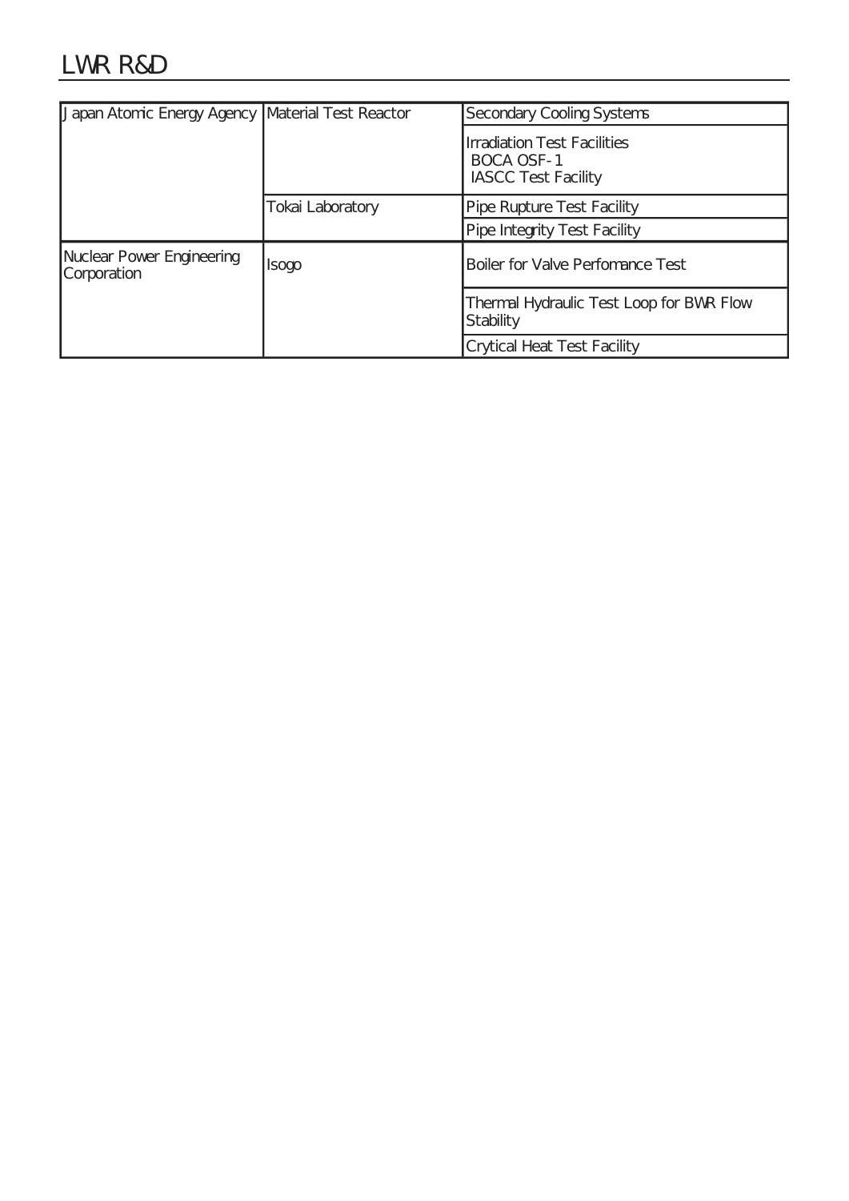# LWR R&D

| | | |
|---|---|---|
| Japan Atomic Energy Agency | Material Test Reactor | Secondary Cooling Systems |
| | | Irradiation Test Facilities<br>BOCA OSF-1<br>IASCC Test Facility |
| | Tokai Laboratory | Pipe Rupture Test Facility |
| | | Pipe Integrity Test Facility |
| Nuclear Power Engineering Corporation | Isogo | Boiler for Valve Perfomance Test |
| | | Thermal Hydraulic Test Loop for BWR Flow Stability |
| | | Crytical Heat Test Facility |